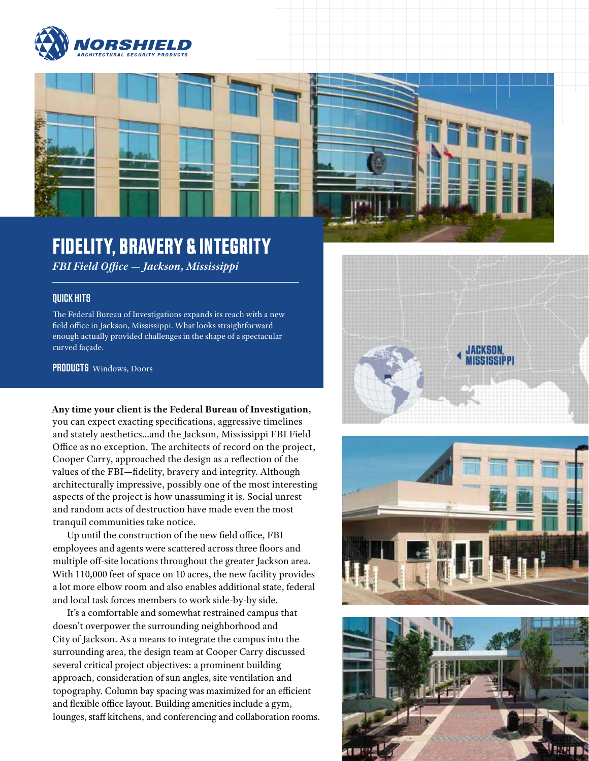NORSHIELD
ARCHITECTURAL SECURITY PRODUCTS

# FIDELITY, BRAVERY & INTEGRITY

*FBI Field Office — Jackson, Mississippi*

## QUICK HITS

The Federal Bureau of Investigations expands its reach with a new field office in Jackson, Mississippi. What looks straightforward enough actually provided challenges in the shape of a spectacular curved façade.

**PRODUCTS** Windows, Doors

**Any time your client is the Federal Bureau of Investigation,** you can expect exacting specifications, aggressive timelines and stately aesthetics...and the Jackson, Mississippi FBI Field Office as no exception. The architects of record on the project, Cooper Carry, approached the design as a reflection of the values of the FBI—fidelity, bravery and integrity. Although architecturally impressive, possibly one of the most interesting aspects of the project is how unassuming it is. Social unrest and random acts of destruction have made even the most tranquil communities take notice.

Up until the construction of the new field office, FBI employees and agents were scattered across three floors and multiple off-site locations throughout the greater Jackson area. With 110,000 feet of space on 10 acres, the new facility provides a lot more elbow room and also enables additional state, federal and local task forces members to work side-by-by side.

It's a comfortable and somewhat restrained campus that doesn't overpower the surrounding neighborhood and City of Jackson. As a means to integrate the campus into the surrounding area, the design team at Cooper Carry discussed several critical project objectives: a prominent building approach, consideration of sun angles, site ventilation and topography. Column bay spacing was maximized for an efficient and flexible office layout. Building amenities include a gym, lounges, staff kitchens, and conferencing and collaboration rooms.

JACKSON, MISSISSIPPI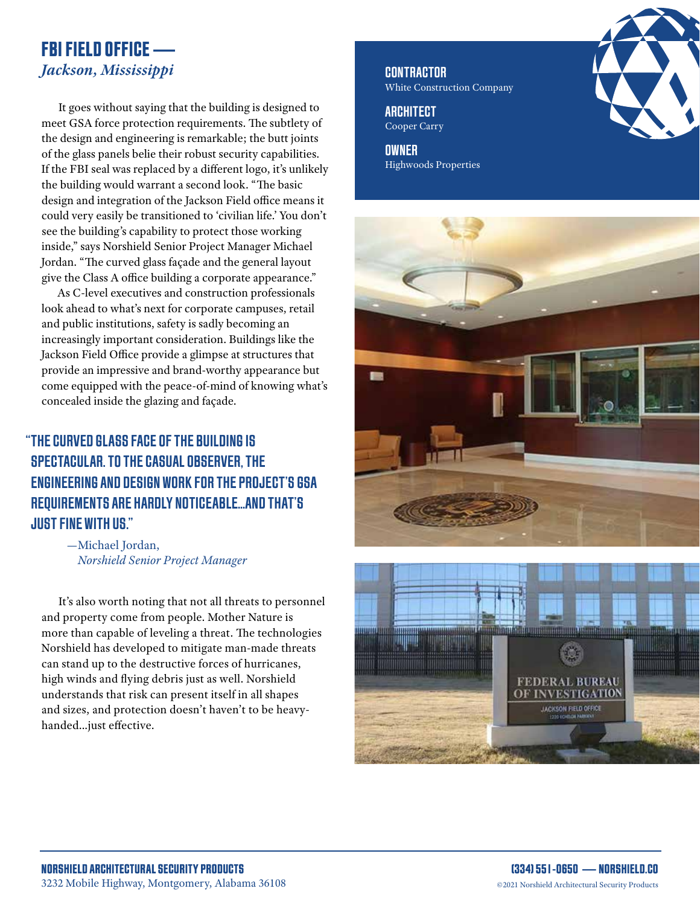## FBI FIELD OFFICE — *Jackson, Mississippi*

It goes without saying that the building is designed to meet GSA force protection requirements. The subtlety of the design and engineering is remarkable; the butt joints of the glass panels belie their robust security capabilities. If the FBI seal was replaced by a different logo, it's unlikely the building would warrant a second look. "The basic design and integration of the Jackson Field office means it could very easily be transitioned to 'civilian life.' You don't see the building's capability to protect those working inside," says Norshield Senior Project Manager Michael Jordan. "The curved glass façade and the general layout give the Class A office building a corporate appearance."

As C-level executives and construction professionals look ahead to what's next for corporate campuses, retail and public institutions, safety is sadly becoming an increasingly important consideration. Buildings like the Jackson Field Office provide a glimpse at structures that provide an impressive and brand-worthy appearance but come equipped with the peace-of-mind of knowing what's concealed inside the glazing and façade.

> **"THE CURVED GLASS FACE OF THE BUILDING IS SPECTACULAR. TO THE CASUAL OBSERVER, THE ENGINEERING AND DESIGN WORK FOR THE PROJECT'S GSA REQUIREMENTS ARE HARDLY NOTICEABLE...AND THAT'S JUST FINE WITH US."**
>
> —Michael Jordan,
> *Norshield Senior Project Manager*

It's also worth noting that not all threats to personnel and property come from people. Mother Nature is more than capable of leveling a threat. The technologies Norshield has developed to mitigate man-made threats can stand up to the destructive forces of hurricanes, high winds and flying debris just as well. Norshield understands that risk can present itself in all shapes and sizes, and protection doesn't haven't to be heavy-handed...just effective.

**CONTRACTOR**
White Construction Company

**ARCHITECT**
Cooper Carry

**OWNER**
Highwoods Properties

**NORSHIELD ARCHITECTURAL SECURITY PRODUCTS**
3232 Mobile Highway, Montgomery, Alabama 36108

**(334) 551-0650 — NORSHIELD.CO**
©2021 Norshield Architectural Security Products